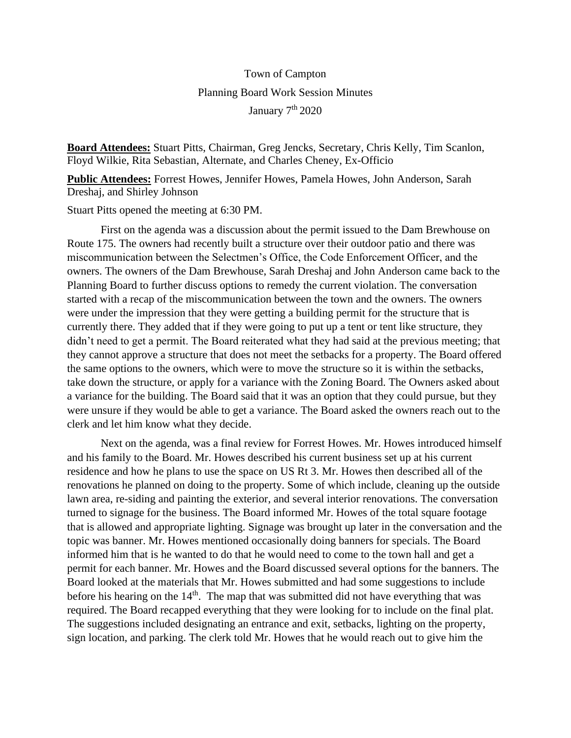Town of Campton

Planning Board Work Session Minutes

January 7th 2020

**Board Attendees:** Stuart Pitts, Chairman, Greg Jencks, Secretary, Chris Kelly, Tim Scanlon, Floyd Wilkie, Rita Sebastian, Alternate, and Charles Cheney, Ex-Officio

**Public Attendees:** Forrest Howes, Jennifer Howes, Pamela Howes, John Anderson, Sarah Dreshaj, and Shirley Johnson

Stuart Pitts opened the meeting at 6:30 PM.

First on the agenda was a discussion about the permit issued to the Dam Brewhouse on Route 175. The owners had recently built a structure over their outdoor patio and there was miscommunication between the Selectmen's Office, the Code Enforcement Officer, and the owners. The owners of the Dam Brewhouse, Sarah Dreshaj and John Anderson came back to the Planning Board to further discuss options to remedy the current violation. The conversation started with a recap of the miscommunication between the town and the owners. The owners were under the impression that they were getting a building permit for the structure that is currently there. They added that if they were going to put up a tent or tent like structure, they didn't need to get a permit. The Board reiterated what they had said at the previous meeting; that they cannot approve a structure that does not meet the setbacks for a property. The Board offered the same options to the owners, which were to move the structure so it is within the setbacks, take down the structure, or apply for a variance with the Zoning Board. The Owners asked about a variance for the building. The Board said that it was an option that they could pursue, but they were unsure if they would be able to get a variance. The Board asked the owners reach out to the clerk and let him know what they decide.

Next on the agenda, was a final review for Forrest Howes. Mr. Howes introduced himself and his family to the Board. Mr. Howes described his current business set up at his current residence and how he plans to use the space on US Rt 3. Mr. Howes then described all of the renovations he planned on doing to the property. Some of which include, cleaning up the outside lawn area, re-siding and painting the exterior, and several interior renovations. The conversation turned to signage for the business. The Board informed Mr. Howes of the total square footage that is allowed and appropriate lighting. Signage was brought up later in the conversation and the topic was banner. Mr. Howes mentioned occasionally doing banners for specials. The Board informed him that is he wanted to do that he would need to come to the town hall and get a permit for each banner. Mr. Howes and the Board discussed several options for the banners. The Board looked at the materials that Mr. Howes submitted and had some suggestions to include before his hearing on the 14th. The map that was submitted did not have everything that was required. The Board recapped everything that they were looking for to include on the final plat. The suggestions included designating an entrance and exit, setbacks, lighting on the property, sign location, and parking. The clerk told Mr. Howes that he would reach out to give him the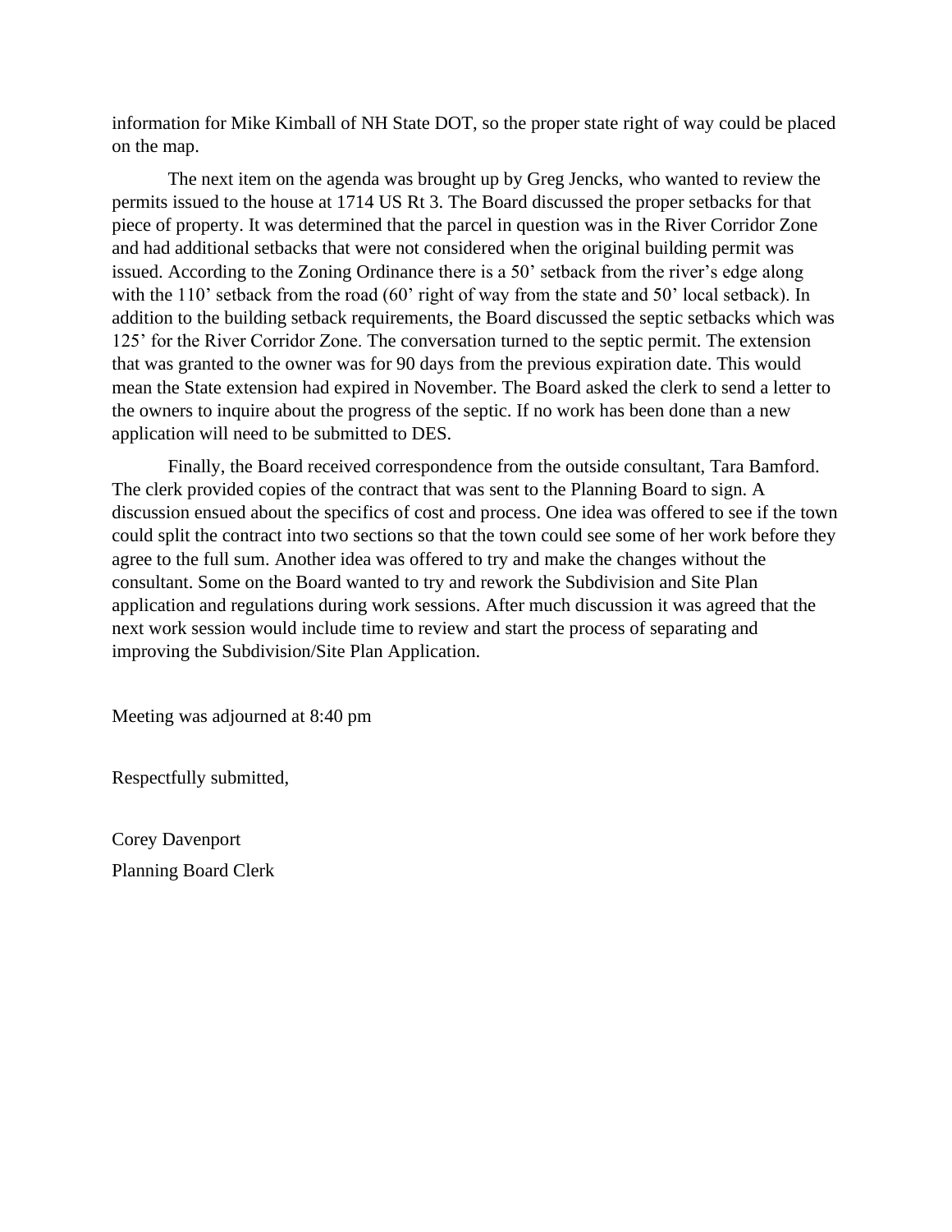information for Mike Kimball of NH State DOT, so the proper state right of way could be placed on the map.

The next item on the agenda was brought up by Greg Jencks, who wanted to review the permits issued to the house at 1714 US Rt 3. The Board discussed the proper setbacks for that piece of property. It was determined that the parcel in question was in the River Corridor Zone and had additional setbacks that were not considered when the original building permit was issued. According to the Zoning Ordinance there is a 50' setback from the river's edge along with the 110' setback from the road (60' right of way from the state and 50' local setback). In addition to the building setback requirements, the Board discussed the septic setbacks which was 125' for the River Corridor Zone. The conversation turned to the septic permit. The extension that was granted to the owner was for 90 days from the previous expiration date. This would mean the State extension had expired in November. The Board asked the clerk to send a letter to the owners to inquire about the progress of the septic. If no work has been done than a new application will need to be submitted to DES.

Finally, the Board received correspondence from the outside consultant, Tara Bamford. The clerk provided copies of the contract that was sent to the Planning Board to sign. A discussion ensued about the specifics of cost and process. One idea was offered to see if the town could split the contract into two sections so that the town could see some of her work before they agree to the full sum. Another idea was offered to try and make the changes without the consultant. Some on the Board wanted to try and rework the Subdivision and Site Plan application and regulations during work sessions. After much discussion it was agreed that the next work session would include time to review and start the process of separating and improving the Subdivision/Site Plan Application.

Meeting was adjourned at 8:40 pm

Respectfully submitted,

Corey Davenport

Planning Board Clerk